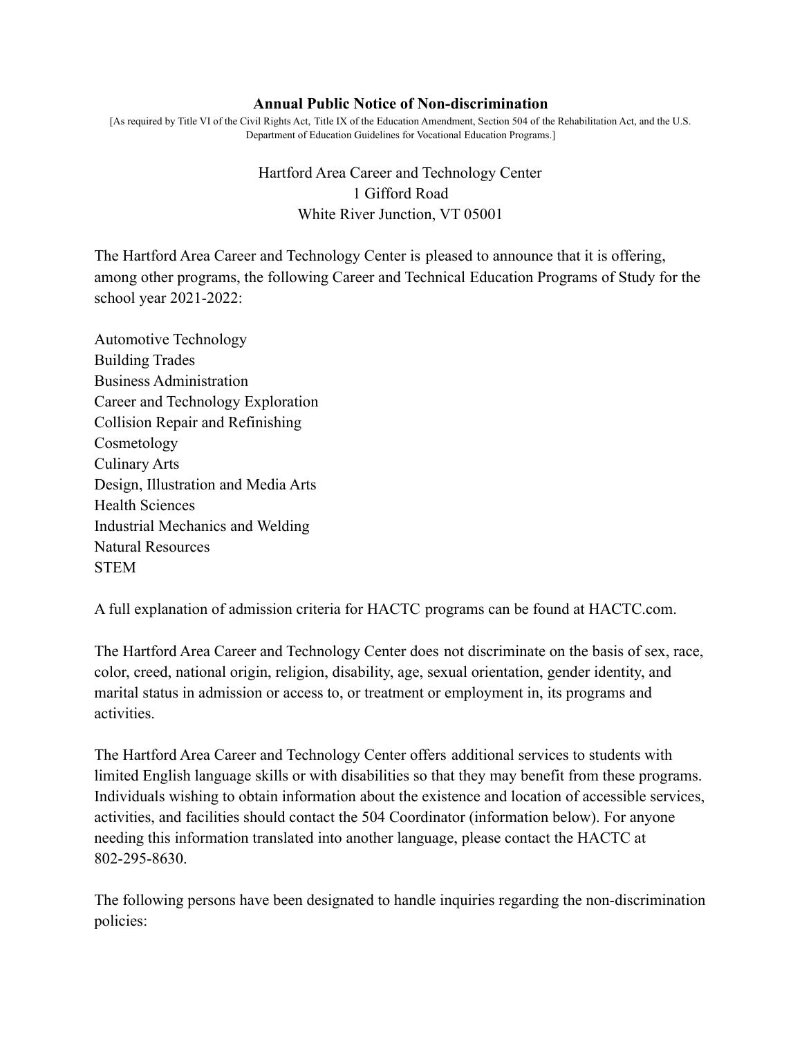# Annual Public Notice of Non-discrimination

[As required by Title VI of the Civil Rights Act, Title IX of the Education Amendment, Section 504 of the Rehabilitation Act, and the U.S. Department of Education Guidelines for Vocational Education Programs.]

Hartford Area Career and Technology Center
1 Gifford Road
White River Junction, VT 05001

The Hartford Area Career and Technology Center is pleased to announce that it is offering, among other programs, the following Career and Technical Education Programs of Study for the school year 2021-2022:

Automotive Technology
Building Trades
Business Administration
Career and Technology Exploration
Collision Repair and Refinishing
Cosmetology
Culinary Arts
Design, Illustration and Media Arts
Health Sciences
Industrial Mechanics and Welding
Natural Resources
STEM

A full explanation of admission criteria for HACTC programs can be found at HACTC.com.

The Hartford Area Career and Technology Center does not discriminate on the basis of sex, race, color, creed, national origin, religion, disability, age, sexual orientation, gender identity, and marital status in admission or access to, or treatment or employment in, its programs and activities.

The Hartford Area Career and Technology Center offers additional services to students with limited English language skills or with disabilities so that they may benefit from these programs. Individuals wishing to obtain information about the existence and location of accessible services, activities, and facilities should contact the 504 Coordinator (information below). For anyone needing this information translated into another language, please contact the HACTC at 802-295-8630.

The following persons have been designated to handle inquiries regarding the non-discrimination policies: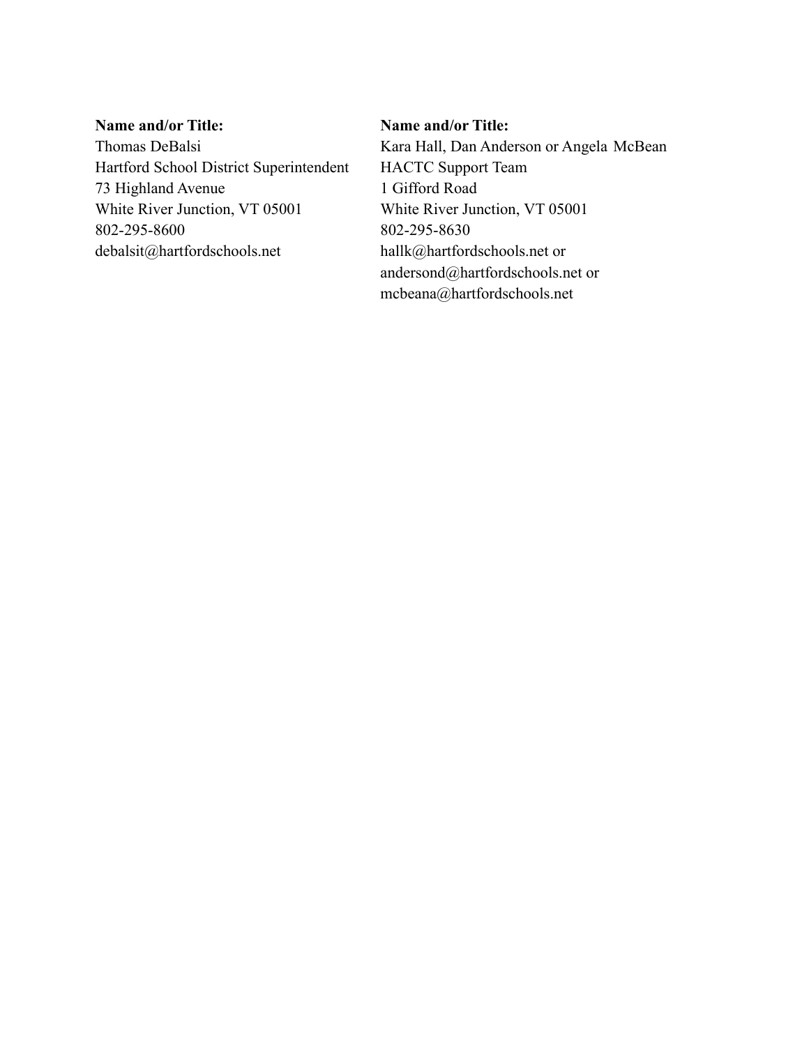**Name and/or Title:**
Thomas DeBalsi
Hartford School District Superintendent
73 Highland Avenue
White River Junction, VT 05001
802-295-8600
debalsit@hartfordschools.net

**Name and/or Title:**
Kara Hall, Dan Anderson or Angela McBean
HACTC Support Team
1 Gifford Road
White River Junction, VT 05001
802-295-8630
hallk@hartfordschools.net or
andersond@hartfordschools.net or
mcbeana@hartfordschools.net